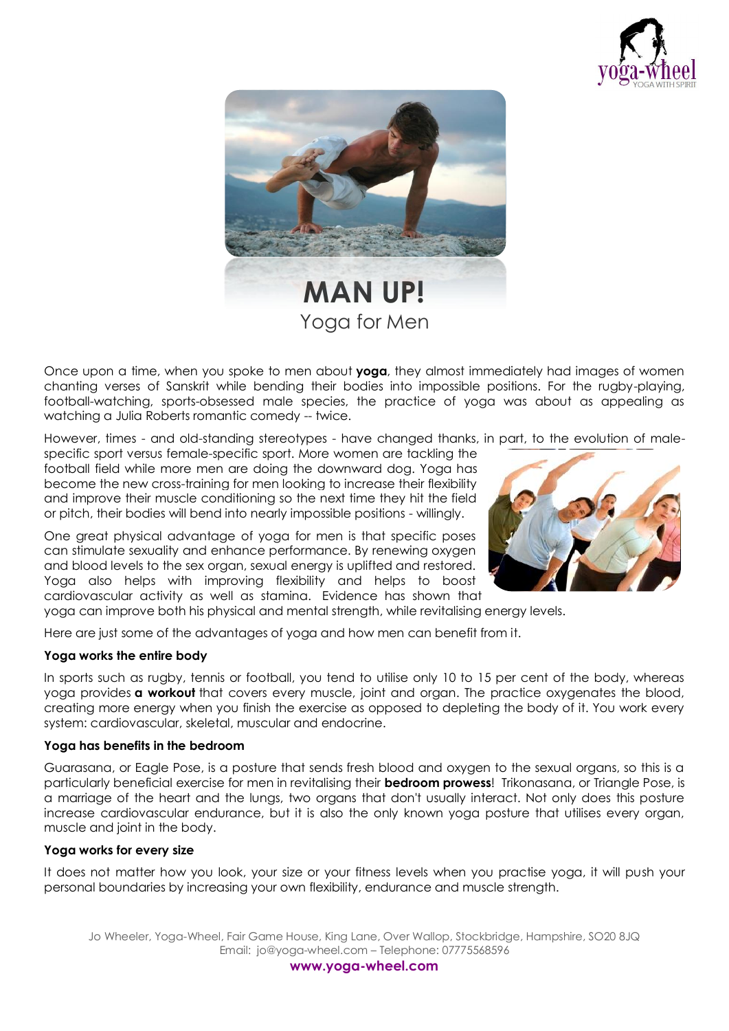# MAN UP!

Yoga for Men

Once upon a time, when you spoke to men about **yoga**, they almost immediately had images of women chanting verses of Sanskrit while bending their bodies into impossible positions. For the rugby-playing, football-watching, sports-obsessed male species, the practice of yoga was about as appealing as watching a Julia Roberts romantic comedy -- twice.

However, times - and old-standing stereotypes - have changed thanks, in part, to the evolution of male-specific sport versus female-specific sport. More women are tackling the football field while more men are doing the downward dog. Yoga has become the new cross-training for men looking to increase their flexibility and improve their muscle conditioning so the next time they hit the field or pitch, their bodies will bend into nearly impossible positions - willingly.

One great physical advantage of yoga for men is that specific poses can stimulate sexuality and enhance performance. By renewing oxygen and blood levels to the sex organ, sexual energy is uplifted and restored. Yoga also helps with improving flexibility and helps to boost cardiovascular activity as well as stamina. Evidence has shown that yoga can improve both his physical and mental strength, while revitalising energy levels.

Here are just some of the advantages of yoga and how men can benefit from it.

**Yoga works the entire body**

In sports such as rugby, tennis or football, you tend to utilise only 10 to 15 per cent of the body, whereas yoga provides **a workout** that covers every muscle, joint and organ. The practice oxygenates the blood, creating more energy when you finish the exercise as opposed to depleting the body of it. You work every system: cardiovascular, skeletal, muscular and endocrine.

**Yoga has benefits in the bedroom**

Guarasana, or Eagle Pose, is a posture that sends fresh blood and oxygen to the sexual organs, so this is a particularly beneficial exercise for men in revitalising their **bedroom prowess**! Trikonasana, or Triangle Pose, is a marriage of the heart and the lungs, two organs that don't usually interact. Not only does this posture increase cardiovascular endurance, but it is also the only known yoga posture that utilises every organ, muscle and joint in the body.

**Yoga works for every size**

It does not matter how you look, your size or your fitness levels when you practise yoga, it will push your personal boundaries by increasing your own flexibility, endurance and muscle strength.

Jo Wheeler, Yoga-Wheel, Fair Game House, King Lane, Over Wallop, Stockbridge, Hampshire, SO20 8JQ
Email: jo@yoga-wheel.com – Telephone: 07775568596
**www.yoga-wheel.com**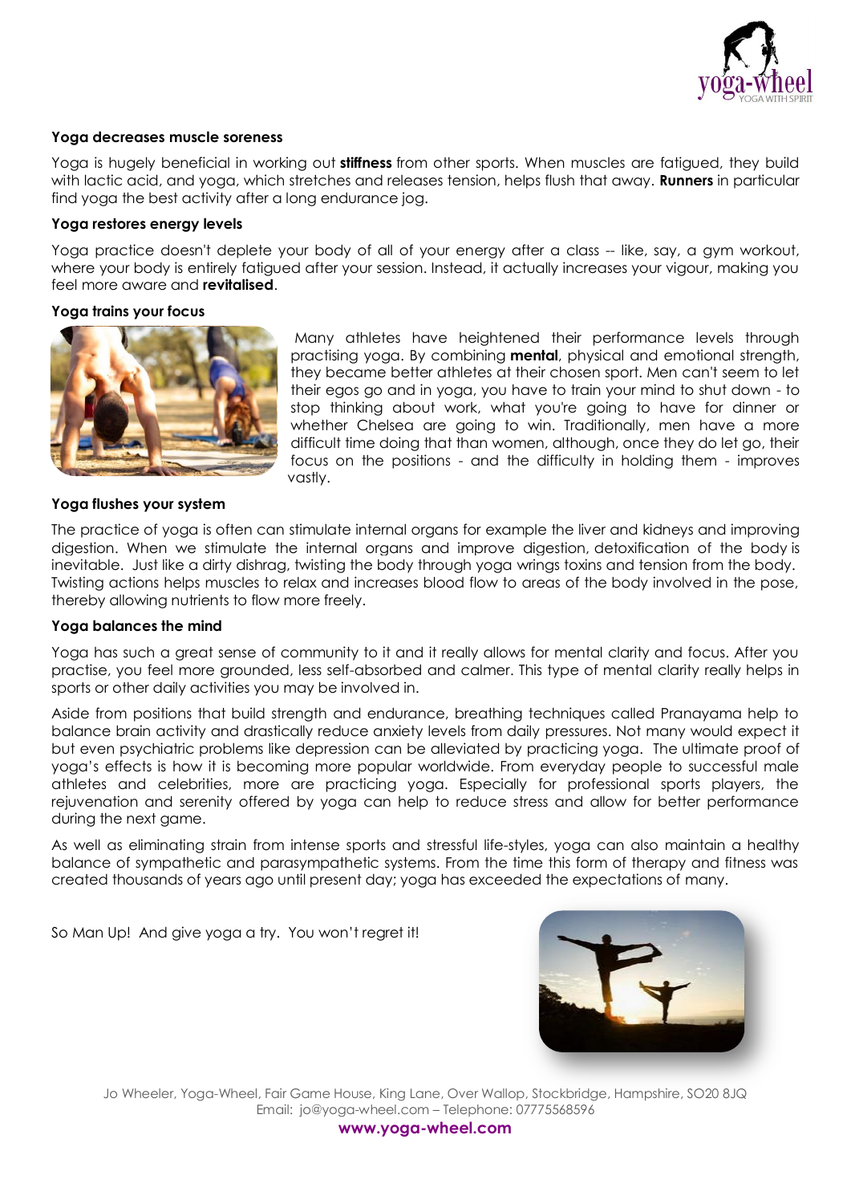### Yoga decreases muscle soreness

Yoga is hugely beneficial in working out **stiffness** from other sports. When muscles are fatigued, they build with lactic acid, and yoga, which stretches and releases tension, helps flush that away. **Runners** in particular find yoga the best activity after a long endurance jog.

### Yoga restores energy levels

Yoga practice doesn't deplete your body of all of your energy after a class -- like, say, a gym workout, where your body is entirely fatigued after your session. Instead, it actually increases your vigour, making you feel more aware and **revitalised**.

### Yoga trains your focus

Many athletes have heightened their performance levels through practising yoga. By combining **mental**, physical and emotional strength, they became better athletes at their chosen sport. Men can't seem to let their egos go and in yoga, you have to train your mind to shut down - to stop thinking about work, what you're going to have for dinner or whether Chelsea are going to win. Traditionally, men have a more difficult time doing that than women, although, once they do let go, their focus on the positions - and the difficulty in holding them - improves vastly.

### Yoga flushes your system

The practice of yoga is often can stimulate internal organs for example the liver and kidneys and improving digestion. When we stimulate the internal organs and improve digestion, detoxification of the body is inevitable. Just like a dirty dishrag, twisting the body through yoga wrings toxins and tension from the body. Twisting actions helps muscles to relax and increases blood flow to areas of the body involved in the pose, thereby allowing nutrients to flow more freely.

### Yoga balances the mind

Yoga has such a great sense of community to it and it really allows for mental clarity and focus. After you practise, you feel more grounded, less self-absorbed and calmer. This type of mental clarity really helps in sports or other daily activities you may be involved in.

Aside from positions that build strength and endurance, breathing techniques called Pranayama help to balance brain activity and drastically reduce anxiety levels from daily pressures. Not many would expect it but even psychiatric problems like depression can be alleviated by practicing yoga. The ultimate proof of yoga's effects is how it is becoming more popular worldwide. From everyday people to successful male athletes and celebrities, more are practicing yoga. Especially for professional sports players, the rejuvenation and serenity offered by yoga can help to reduce stress and allow for better performance during the next game.

As well as eliminating strain from intense sports and stressful life-styles, yoga can also maintain a healthy balance of sympathetic and parasympathetic systems. From the time this form of therapy and fitness was created thousands of years ago until present day; yoga has exceeded the expectations of many.

So Man Up! And give yoga a try. You won't regret it!

Jo Wheeler, Yoga-Wheel, Fair Game House, King Lane, Over Wallop, Stockbridge, Hampshire, SO20 8JQ
Email: jo@yoga-wheel.com – Telephone: 07775568596

**www.yoga-wheel.com**